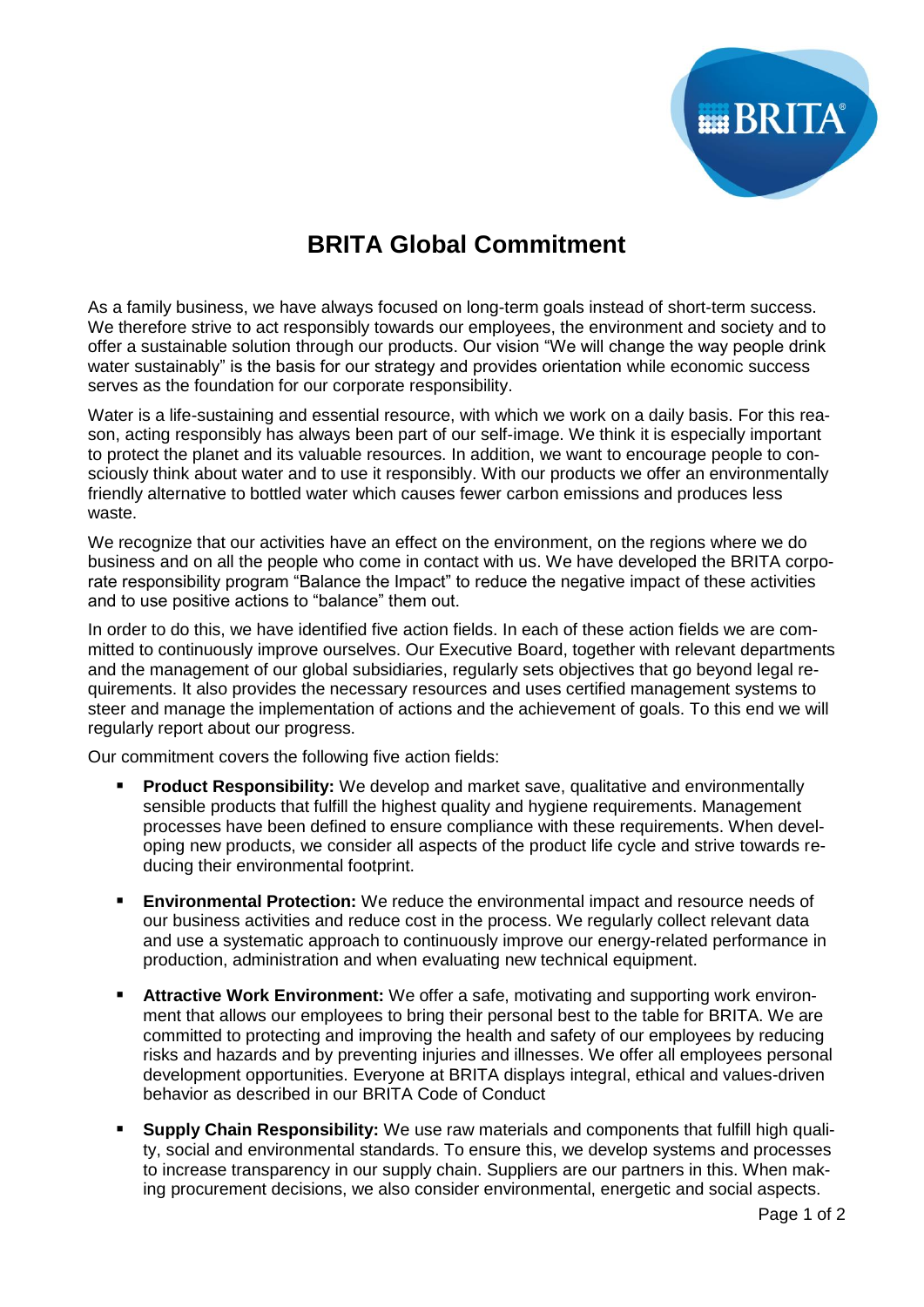# BRITA Global Commitment

As a family business, we have always focused on long-term goals instead of short-term success. We therefore strive to act responsibly towards our employees, the environment and society and to offer a sustainable solution through our products. Our vision "We will change the way people drink water sustainably" is the basis for our strategy and provides orientation while economic success serves as the foundation for our corporate responsibility.

Water is a life-sustaining and essential resource, with which we work on a daily basis. For this reason, acting responsibly has always been part of our self-image. We think it is especially important to protect the planet and its valuable resources. In addition, we want to encourage people to consciously think about water and to use it responsibly. With our products we offer an environmentally friendly alternative to bottled water which causes fewer carbon emissions and produces less waste.

We recognize that our activities have an effect on the environment, on the regions where we do business and on all the people who come in contact with us. We have developed the BRITA corporate responsibility program "Balance the Impact" to reduce the negative impact of these activities and to use positive actions to "balance" them out.

In order to do this, we have identified five action fields. In each of these action fields we are committed to continuously improve ourselves. Our Executive Board, together with relevant departments and the management of our global subsidiaries, regularly sets objectives that go beyond legal requirements. It also provides the necessary resources and uses certified management systems to steer and manage the implementation of actions and the achievement of goals. To this end we will regularly report about our progress.

Our commitment covers the following five action fields:

- **Product Responsibility:** We develop and market save, qualitative and environmentally sensible products that fulfill the highest quality and hygiene requirements. Management processes have been defined to ensure compliance with these requirements. When developing new products, we consider all aspects of the product life cycle and strive towards reducing their environmental footprint.
- **Environmental Protection:** We reduce the environmental impact and resource needs of our business activities and reduce cost in the process. We regularly collect relevant data and use a systematic approach to continuously improve our energy-related performance in production, administration and when evaluating new technical equipment.
- **Attractive Work Environment:** We offer a safe, motivating and supporting work environment that allows our employees to bring their personal best to the table for BRITA. We are committed to protecting and improving the health and safety of our employees by reducing risks and hazards and by preventing injuries and illnesses. We offer all employees personal development opportunities. Everyone at BRITA displays integral, ethical and values-driven behavior as described in our BRITA Code of Conduct
- **Supply Chain Responsibility:** We use raw materials and components that fulfill high quality, social and environmental standards. To ensure this, we develop systems and processes to increase transparency in our supply chain. Suppliers are our partners in this. When making procurement decisions, we also consider environmental, energetic and social aspects.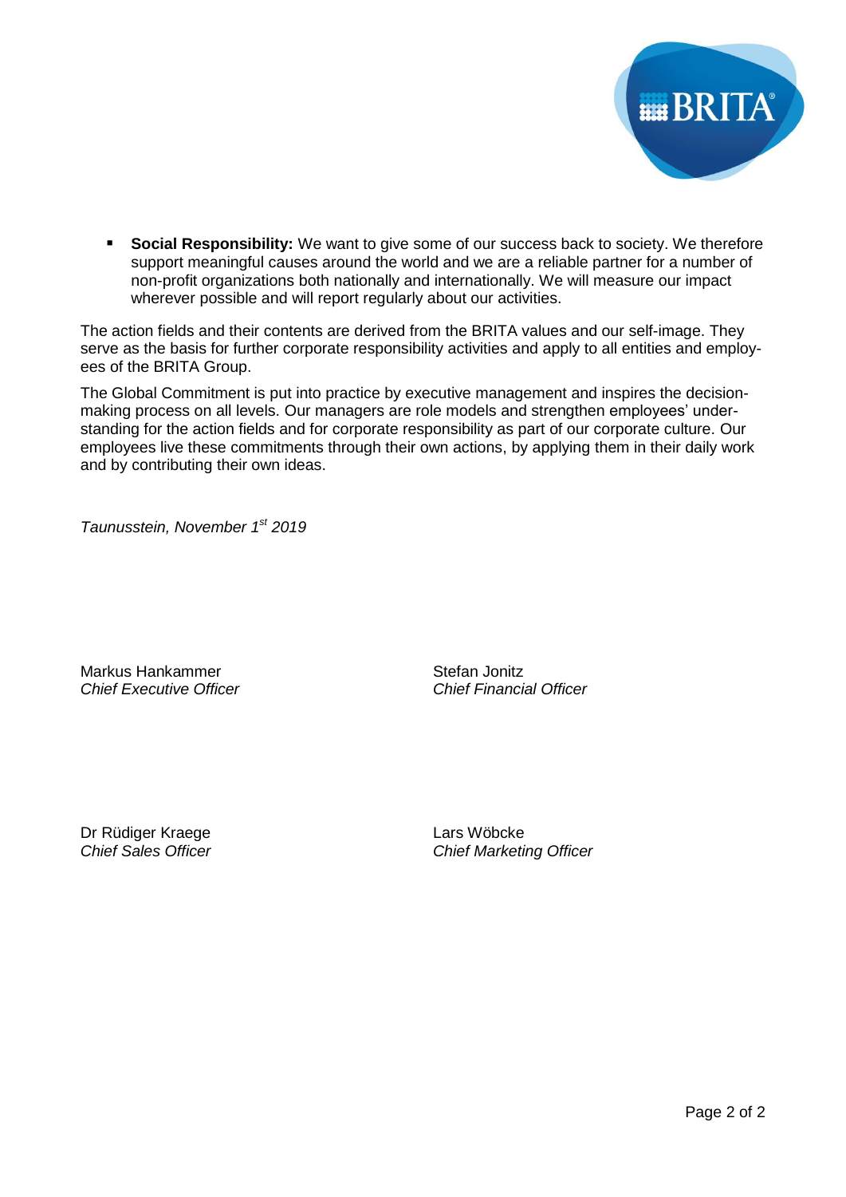- **Social Responsibility:** We want to give some of our success back to society. We therefore support meaningful causes around the world and we are a reliable partner for a number of non-profit organizations both nationally and internationally. We will measure our impact wherever possible and will report regularly about our activities.

The action fields and their contents are derived from the BRITA values and our self-image. They serve as the basis for further corporate responsibility activities and apply to all entities and employees of the BRITA Group.

The Global Commitment is put into practice by executive management and inspires the decision-making process on all levels. Our managers are role models and strengthen employees' understanding for the action fields and for corporate responsibility as part of our corporate culture. Our employees live these commitments through their own actions, by applying them in their daily work and by contributing their own ideas.

*Taunusstein, November 1st 2019*

Markus Hankammer
*Chief Executive Officer*

Stefan Jonitz
*Chief Financial Officer*

Dr Rüdiger Kraege
*Chief Sales Officer*

Lars Wöbcke
*Chief Marketing Officer*